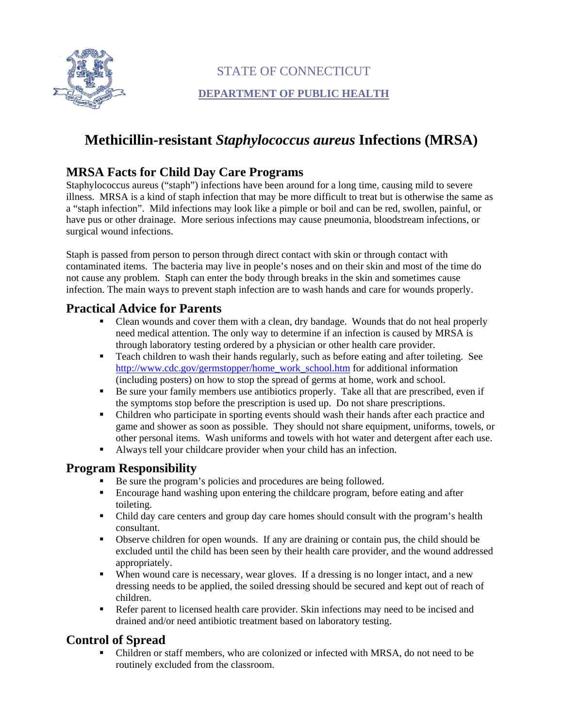STATE OF CONNECTICUT

DEPARTMENT OF PUBLIC HEALTH

# Methicillin-resistant *Staphylococcus aureus* Infections (MRSA)

## MRSA Facts for Child Day Care Programs

Staphylococcus aureus ("staph") infections have been around for a long time, causing mild to severe illness. MRSA is a kind of staph infection that may be more difficult to treat but is otherwise the same as a "staph infection". Mild infections may look like a pimple or boil and can be red, swollen, painful, or have pus or other drainage. More serious infections may cause pneumonia, bloodstream infections, or surgical wound infections.

Staph is passed from person to person through direct contact with skin or through contact with contaminated items. The bacteria may live in people's noses and on their skin and most of the time do not cause any problem. Staph can enter the body through breaks in the skin and sometimes cause infection. The main ways to prevent staph infection are to wash hands and care for wounds properly.

## Practical Advice for Parents

- Clean wounds and cover them with a clean, dry bandage. Wounds that do not heal properly need medical attention. The only way to determine if an infection is caused by MRSA is through laboratory testing ordered by a physician or other health care provider.
- Teach children to wash their hands regularly, such as before eating and after toileting. See http://www.cdc.gov/germstopper/home_work_school.htm for additional information (including posters) on how to stop the spread of germs at home, work and school.
- Be sure your family members use antibiotics properly. Take all that are prescribed, even if the symptoms stop before the prescription is used up. Do not share prescriptions.
- Children who participate in sporting events should wash their hands after each practice and game and shower as soon as possible. They should not share equipment, uniforms, towels, or other personal items. Wash uniforms and towels with hot water and detergent after each use.
- Always tell your childcare provider when your child has an infection.

## Program Responsibility

- Be sure the program's policies and procedures are being followed.
- Encourage hand washing upon entering the childcare program, before eating and after toileting.
- Child day care centers and group day care homes should consult with the program's health consultant.
- Observe children for open wounds. If any are draining or contain pus, the child should be excluded until the child has been seen by their health care provider, and the wound addressed appropriately.
- When wound care is necessary, wear gloves. If a dressing is no longer intact, and a new dressing needs to be applied, the soiled dressing should be secured and kept out of reach of children.
- Refer parent to licensed health care provider. Skin infections may need to be incised and drained and/or need antibiotic treatment based on laboratory testing.

## Control of Spread

- Children or staff members, who are colonized or infected with MRSA, do not need to be routinely excluded from the classroom.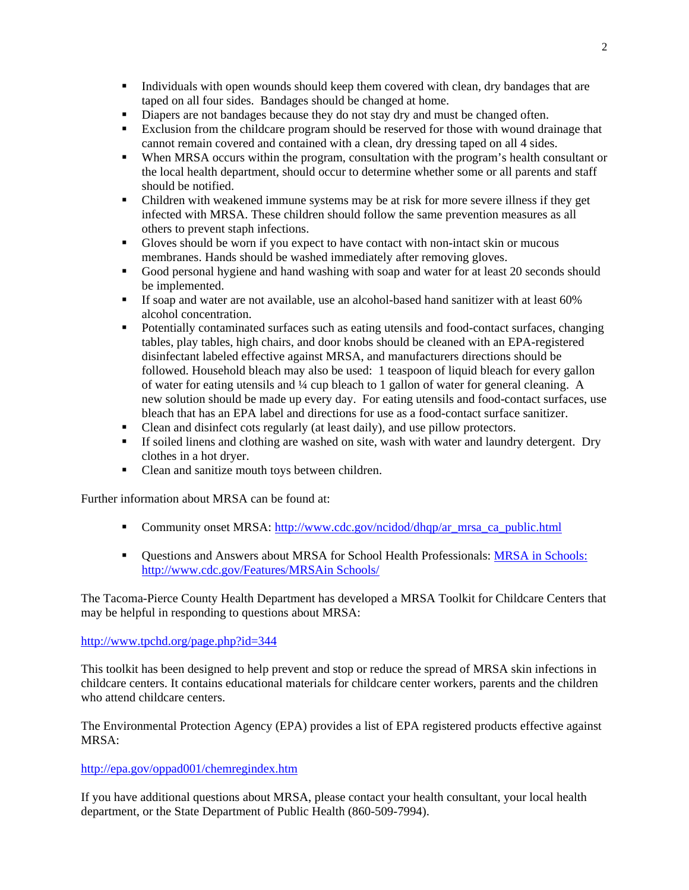- Individuals with open wounds should keep them covered with clean, dry bandages that are taped on all four sides. Bandages should be changed at home.
- Diapers are not bandages because they do not stay dry and must be changed often.
- Exclusion from the childcare program should be reserved for those with wound drainage that cannot remain covered and contained with a clean, dry dressing taped on all 4 sides.
- When MRSA occurs within the program, consultation with the program's health consultant or the local health department, should occur to determine whether some or all parents and staff should be notified.
- Children with weakened immune systems may be at risk for more severe illness if they get infected with MRSA. These children should follow the same prevention measures as all others to prevent staph infections.
- Gloves should be worn if you expect to have contact with non-intact skin or mucous membranes. Hands should be washed immediately after removing gloves.
- Good personal hygiene and hand washing with soap and water for at least 20 seconds should be implemented.
- If soap and water are not available, use an alcohol-based hand sanitizer with at least 60% alcohol concentration.
- Potentially contaminated surfaces such as eating utensils and food-contact surfaces, changing tables, play tables, high chairs, and door knobs should be cleaned with an EPA-registered disinfectant labeled effective against MRSA, and manufacturers directions should be followed. Household bleach may also be used: 1 teaspoon of liquid bleach for every gallon of water for eating utensils and ¼ cup bleach to 1 gallon of water for general cleaning. A new solution should be made up every day. For eating utensils and food-contact surfaces, use bleach that has an EPA label and directions for use as a food-contact surface sanitizer.
- Clean and disinfect cots regularly (at least daily), and use pillow protectors.
- If soiled linens and clothing are washed on site, wash with water and laundry detergent. Dry clothes in a hot dryer.
- Clean and sanitize mouth toys between children.

Further information about MRSA can be found at:

- Community onset MRSA: http://www.cdc.gov/ncidod/dhqp/ar_mrsa_ca_public.html
- Questions and Answers about MRSA for School Health Professionals: MRSA in Schools: http://www.cdc.gov/Features/MRSAin Schools/

The Tacoma-Pierce County Health Department has developed a MRSA Toolkit for Childcare Centers that may be helpful in responding to questions about MRSA:

http://www.tpchd.org/page.php?id=344

This toolkit has been designed to help prevent and stop or reduce the spread of MRSA skin infections in childcare centers. It contains educational materials for childcare center workers, parents and the children who attend childcare centers.

The Environmental Protection Agency (EPA) provides a list of EPA registered products effective against MRSA:

http://epa.gov/oppad001/chemregindex.htm

If you have additional questions about MRSA, please contact your health consultant, your local health department, or the State Department of Public Health (860-509-7994).